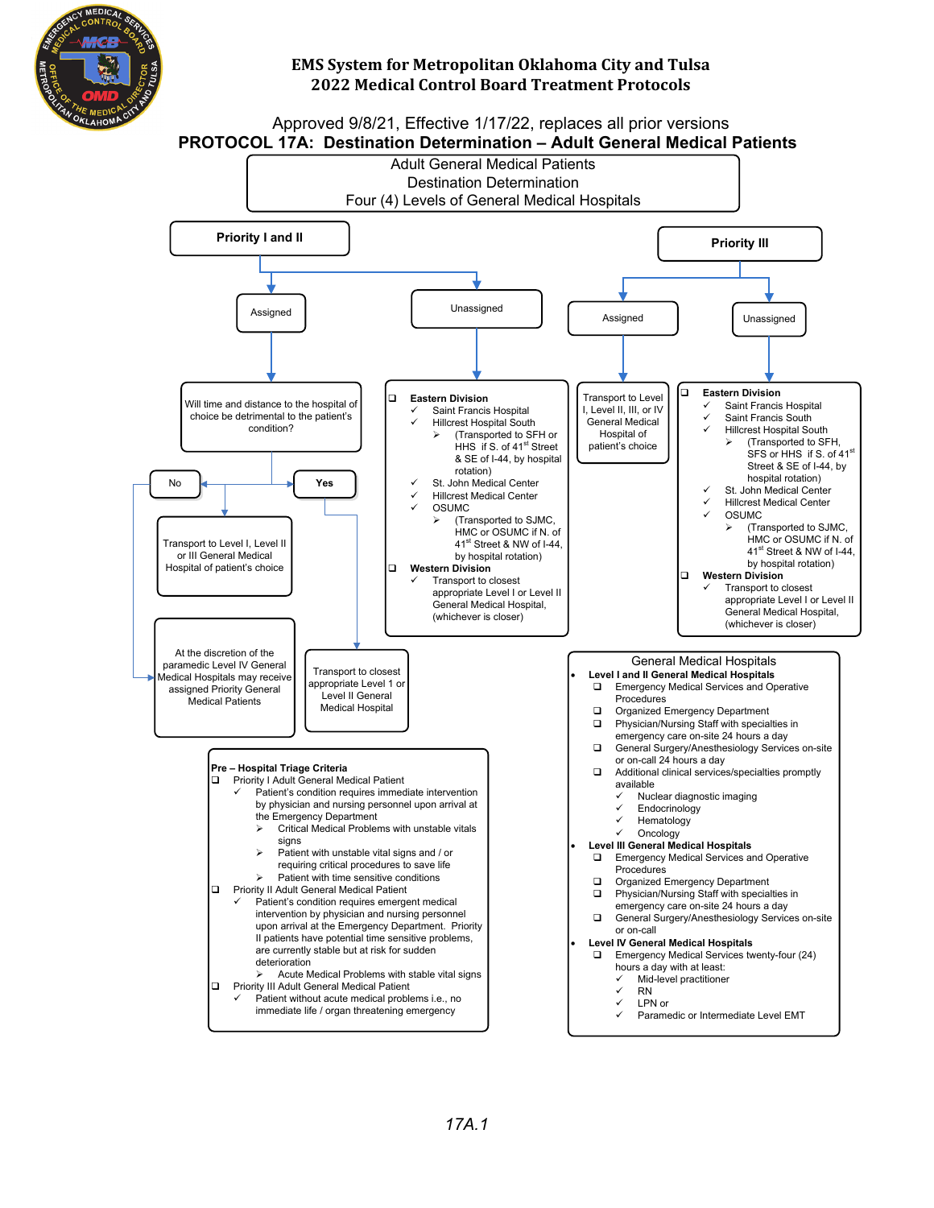# EMS System for Metropolitan Oklahoma City and Tulsa
## 2022 Medical Control Board Treatment Protocols

Approved 9/8/21, Effective 1/17/22, replaces all prior versions

## PROTOCOL 17A: Destination Determination – Adult General Medical Patients

**Adult General Medical Patients**
**Destination Determination**
**Four (4) Levels of General Medical Hospitals**

### Priority I and II

**Assigned**

Will time and distance to the hospital of choice be detrimental to the patient's condition?

- **No** → Transport to Level I, Level II or III General Medical Hospital of patient's choice
  - At the discretion of the paramedic Level IV General Medical Hospitals may receive assigned Priority General Medical Patients
- **Yes** → Transport to closest appropriate Level 1 or Level II General Medical Hospital

**Unassigned**

- Eastern Division
  - ✓ Saint Francis Hospital
  - ✓ Hillcrest Hospital South
    - ➢ (Transported to SFH or HHS if S. of 41[st] Street & SE of I-44, by hospital rotation)
  - ✓ St. John Medical Center
  - ✓ Hillcrest Medical Center
  - ✓ OSUMC
    - ➢ (Transported to SJMC, HMC or OSUMC if N. of 41[st] Street & NW of I-44, by hospital rotation)
- Western Division
  - ✓ Transport to closest appropriate Level I or Level II General Medical Hospital, (whichever is closer)

### Priority III

**Assigned**

Transport to Level I, Level II, III, or IV General Medical Hospital of patient's choice

**Unassigned**

- Eastern Division
  - ✓ Saint Francis Hospital
  - ✓ Saint Francis South
  - ✓ Hillcrest Hospital South
    - ➢ (Transported to SFH, SFS or HHS if S. of 41[st] Street & SE of I-44, by hospital rotation)
  - ✓ St. John Medical Center
  - ✓ Hillcrest Medical Center
  - ✓ OSUMC
    - ➢ (Transported to SJMC, HMC or OSUMC if N. of 41[st] Street & NW of I-44, by hospital rotation)
- Western Division
  - ✓ Transport to closest appropriate Level I or Level II General Medical Hospital, (whichever is closer)

### Pre – Hospital Triage Criteria

- Priority I Adult General Medical Patient
  - ✓ Patient's condition requires immediate intervention by physician and nursing personnel upon arrival at the Emergency Department
    - ➢ Critical Medical Problems with unstable vitals signs
    - ➢ Patient with unstable vital signs and / or requiring critical procedures to save life
    - ➢ Patient with time sensitive conditions
- Priority II Adult General Medical Patient
  - ✓ Patient's condition requires emergent medical intervention by physician and nursing personnel upon arrival at the Emergency Department. Priority II patients have potential time sensitive problems, are currently stable but at risk for sudden deterioration
    - ➢ Acute Medical Problems with stable vital signs
- Priority III Adult General Medical Patient
  - ✓ Patient without acute medical problems i.e., no immediate life / organ threatening emergency

### General Medical Hospitals

- **Level I and II General Medical Hospitals**
  - Emergency Medical Services and Operative Procedures
  - Organized Emergency Department
  - Physician/Nursing Staff with specialties in emergency care on-site 24 hours a day
  - General Surgery/Anesthesiology Services on-site or on-call 24 hours a day
  - Additional clinical services/specialties promptly available
    - ✓ Nuclear diagnostic imaging
    - ✓ Endocrinology
    - ✓ Hematology
    - ✓ Oncology
- **Level III General Medical Hospitals**
  - Emergency Medical Services and Operative Procedures
  - Organized Emergency Department
  - Physician/Nursing Staff with specialties in emergency care on-site 24 hours a day
  - General Surgery/Anesthesiology Services on-site or on-call
- **Level IV General Medical Hospitals**
  - Emergency Medical Services twenty-four (24) hours a day with at least:
    - ✓ Mid-level practitioner
    - ✓ RN
    - ✓ LPN or
    - ✓ Paramedic or Intermediate Level EMT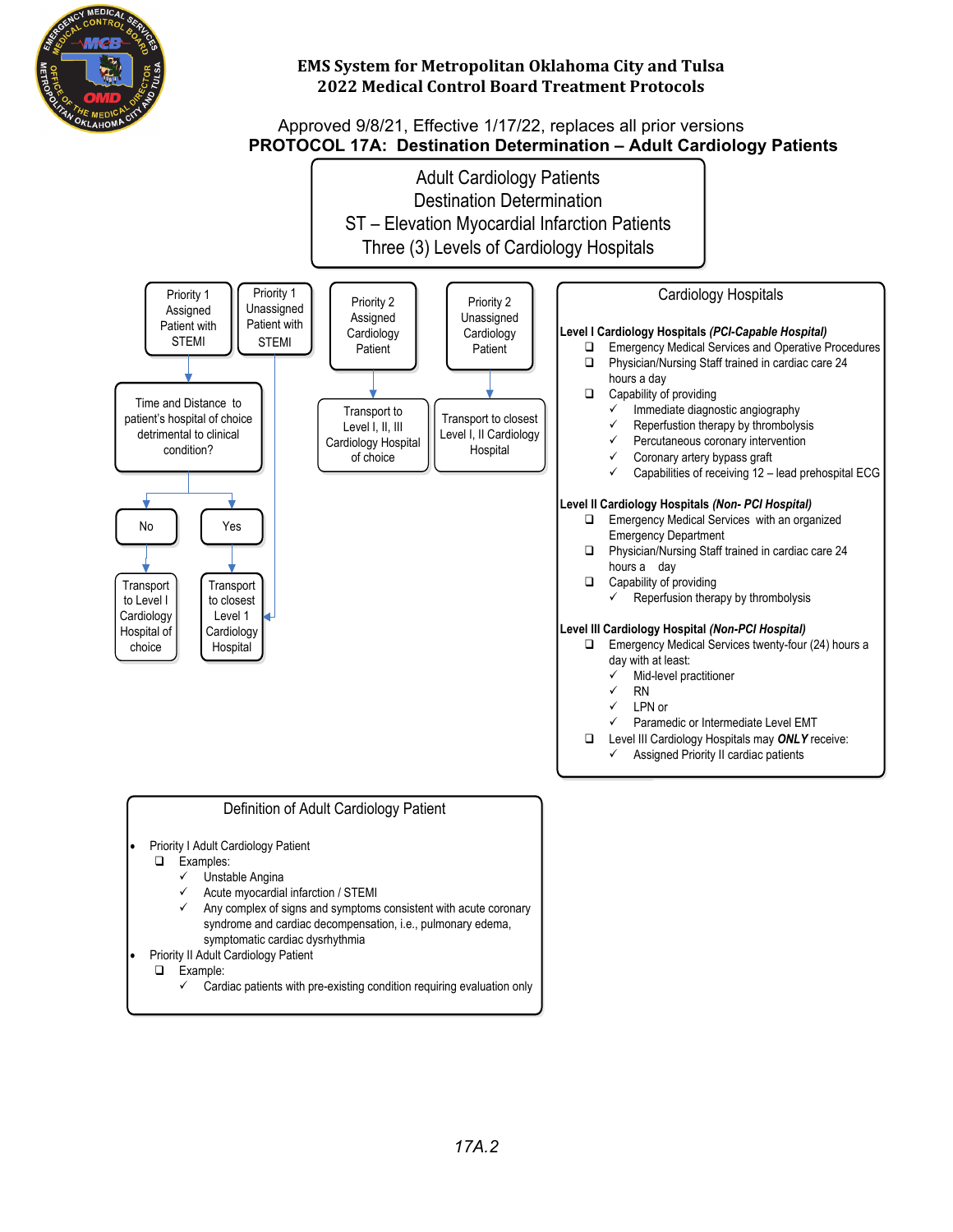# EMS System for Metropolitan Oklahoma City and Tulsa
## 2022 Medical Control Board Treatment Protocols

Approved 9/8/21, Effective 1/17/22, replaces all prior versions

## PROTOCOL 17A: Destination Determination – Adult Cardiology Patients

**Adult Cardiology Patients**
**Destination Determination**
**ST – Elevation Myocardial Infarction Patients**
**Three (3) Levels of Cardiology Hospitals**

- **Priority 1 Assigned Patient with STEMI**
  - Time and Distance to patient's hospital of choice detrimental to clinical condition?
    - No → Transport to Level I Cardiology Hospital of choice
    - Yes → Transport to closest Level 1 Cardiology Hospital
- **Priority 1 Unassigned Patient with STEMI** → Transport to closest Level 1 Cardiology Hospital
- **Priority 2 Assigned Cardiology Patient** → Transport to Level I, II, III Cardiology Hospital of choice
- **Priority 2 Unassigned Cardiology Patient** → Transport to closest Level I, II Cardiology Hospital

### Cardiology Hospitals

**Level I Cardiology Hospitals *(PCI-Capable Hospital)***
- ❑ Emergency Medical Services and Operative Procedures
- ❑ Physician/Nursing Staff trained in cardiac care 24 hours a day
- ❑ Capability of providing
  - ✓ Immediate diagnostic angiography
  - ✓ Reperfustion therapy by thrombolysis
  - ✓ Percutaneous coronary intervention
  - ✓ Coronary artery bypass graft
  - ✓ Capabilities of receiving 12 – lead prehospital ECG

**Level II Cardiology Hospitals *(Non- PCI Hospital)***
- ❑ Emergency Medical Services with an organized Emergency Department
- ❑ Physician/Nursing Staff trained in cardiac care 24 hours a day
- ❑ Capability of providing
  - ✓ Reperfustion therapy by thrombolysis

**Level III Cardiology Hospital *(Non-PCI Hospital)***
- ❑ Emergency Medical Services twenty-four (24) hours a day with at least:
  - ✓ Mid-level practitioner
  - ✓ RN
  - ✓ LPN or
  - ✓ Paramedic or Intermediate Level EMT
- ❑ Level III Cardiology Hospitals may ***ONLY*** receive:
  - ✓ Assigned Priority II cardiac patients

### Definition of Adult Cardiology Patient

- Priority I Adult Cardiology Patient
  - ❑ Examples:
    - ✓ Unstable Angina
    - ✓ Acute myocardial infarction / STEMI
    - ✓ Any complex of signs and symptoms consistent with acute coronary syndrome and cardiac decompensation, i.e., pulmonary edema, symptomatic cardiac dysrhythmia
- Priority II Adult Cardiology Patient
  - ❑ Example:
    - ✓ Cardiac patients with pre-existing condition requiring evaluation only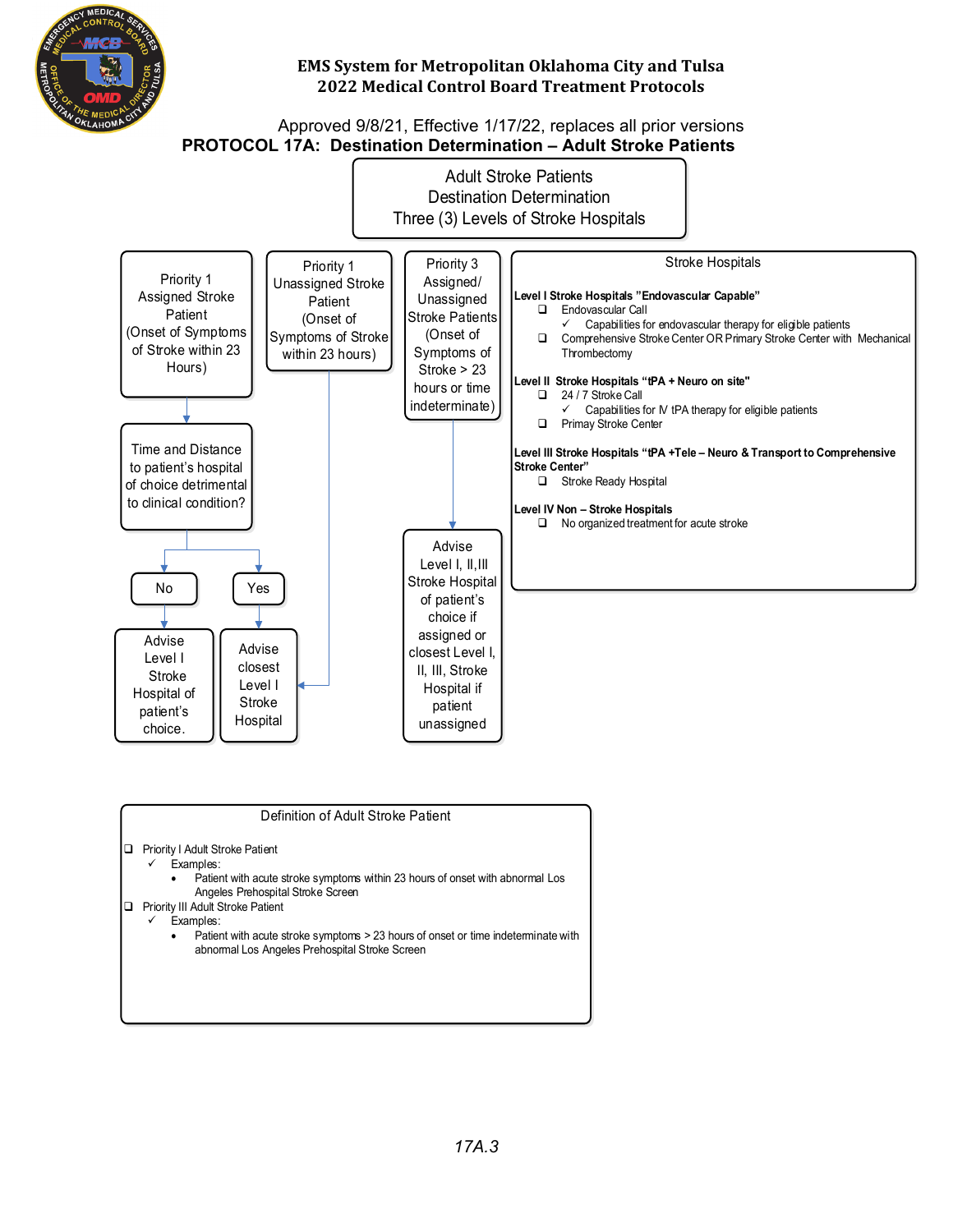# EMS System for Metropolitan Oklahoma City and Tulsa
## 2022 Medical Control Board Treatment Protocols

Approved 9/8/21, Effective 1/17/22, replaces all prior versions

## PROTOCOL 17A: Destination Determination – Adult Stroke Patients

**Adult Stroke Patients Destination Determination Three (3) Levels of Stroke Hospitals**

**Priority 1 Assigned Stroke Patient (Onset of Symptoms of Stroke within 23 Hours)**

→ Time and Distance to patient's hospital of choice detrimental to clinical condition?

- No → Advise Level I Stroke Hospital of patient's choice.
- Yes → Advise closest Level I Stroke Hospital

**Priority 1 Unassigned Stroke Patient (Onset of Symptoms of Stroke within 23 hours)**

→ Advise closest Level I Stroke Hospital

**Priority 3 Assigned/ Unassigned Stroke Patients (Onset of Symptoms of Stroke > 23 hours or time indeterminate)**

→ Advise Level I, II, III Stroke Hospital of patient's choice if assigned or closest Level I, II, III, Stroke Hospital if patient unassigned

**Stroke Hospitals**

**Level I Stroke Hospitals "Endovascular Capable"**
- ❑ Endovascular Call
  - ✓ Capabilities for endovascular therapy for eligible patients
- ❑ Comprehensive Stroke Center OR Primary Stroke Center with Mechanical Thrombectomy

**Level II Stroke Hospitals "tPA + Neuro on site"**
- ❑ 24 / 7 Stroke Call
  - ✓ Capabilities for IV tPA therapy for eligible patients
- ❑ Primay Stroke Center

**Level III Stroke Hospitals "tPA +Tele – Neuro & Transport to Comprehensive Stroke Center"**
- ❑ Stroke Ready Hospital

**Level IV Non – Stroke Hospitals**
- ❑ No organized treatment for acute stroke

**Definition of Adult Stroke Patient**

- ❑ Priority I Adult Stroke Patient
  - ✓ Examples:
    - Patient with acute stroke symptoms within 23 hours of onset with abnormal Los Angeles Prehospital Stroke Screen
- ❑ Priority III Adult Stroke Patient
  - ✓ Examples:
    - Patient with acute stroke symptoms > 23 hours of onset or time indeterminate with abnormal Los Angeles Prehospital Stroke Screen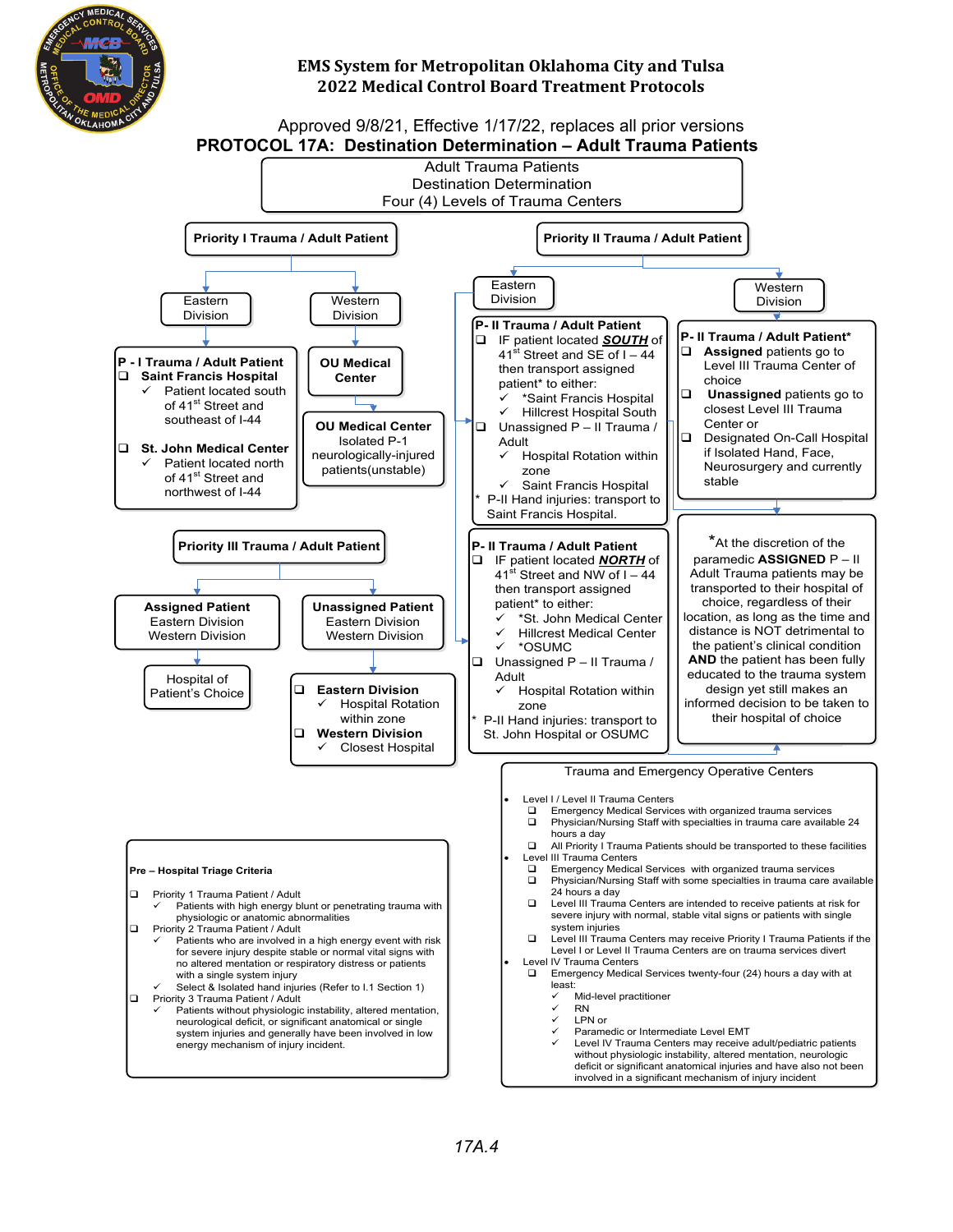# EMS System for Metropolitan Oklahoma City and Tulsa
## 2022 Medical Control Board Treatment Protocols

Approved 9/8/21, Effective 1/17/22, replaces all prior versions

## PROTOCOL 17A: Destination Determination – Adult Trauma Patients

**Adult Trauma Patients**
**Destination Determination**
**Four (4) Levels of Trauma Centers**

### Priority I Trauma / Adult Patient

**Eastern Division**

**P - I Trauma / Adult Patient**

- **Saint Francis Hospital**
  - ✓ Patient located south of 41st Street and southeast of I-44
- **St. John Medical Center**
  - ✓ Patient located north of 41st Street and northwest of I-44

**Western Division**

**OU Medical Center**

**OU Medical Center** Isolated P-1 neurologically-injured patients(unstable)

### Priority II Trauma / Adult Patient

**Eastern Division**

**P- II Trauma / Adult Patient**

- IF patient located ***SOUTH*** of 41st Street and SE of I – 44 then transport assigned patient* to either:
  - ✓ *Saint Francis Hospital
  - ✓ Hillcrest Hospital South
- Unassigned P – II Trauma / Adult
  - ✓ Hospital Rotation within zone
  - ✓ Saint Francis Hospital

\* P-II Hand injuries: transport to Saint Francis Hospital.

**P- II Trauma / Adult Patient**

- IF patient located ***NORTH*** of 41st Street and NW of I – 44 then transport assigned patient* to either:
  - ✓ *St. John Medical Center
  - ✓ Hillcrest Medical Center
  - ✓ *OSUMC
- Unassigned P – II Trauma / Adult
  - ✓ Hospital Rotation within zone

\* P-II Hand injuries: transport to St. John Hospital or OSUMC

**Western Division**

**P- II Trauma / Adult Patient***

- **Assigned** patients go to Level III Trauma Center of choice
- **Unassigned** patients go to closest Level III Trauma Center or
- Designated On-Call Hospital if Isolated Hand, Face, Neurosurgery and currently stable

*At the discretion of the paramedic **ASSIGNED** P – II Adult Trauma patients may be transported to their hospital of choice, regardless of their location, as long as the time and distance is NOT detrimental to the patient's clinical condition **AND** the patient has been fully educated to the trauma system design yet still makes an informed decision to be taken to their hospital of choice

### Priority III Trauma / Adult Patient

**Assigned Patient**
Eastern Division
Western Division

→ Hospital of Patient's Choice

**Unassigned Patient**
Eastern Division
Western Division

- **Eastern Division**
  - ✓ Hospital Rotation within zone
- **Western Division**
  - ✓ Closest Hospital

### Trauma and Emergency Operative Centers

- Level I / Level II Trauma Centers
  - Emergency Medical Services with organized trauma services
  - Physician/Nursing Staff with specialties in trauma care available 24 hours a day
  - All Priority I Trauma Patients should be transported to these facilities
- Level III Trauma Centers
  - Emergency Medical Services with organized trauma services
  - Physician/Nursing Staff with some specialties in trauma care available 24 hours a day
  - Level III Trauma Centers are intended to receive patients at risk for severe injury with normal, stable vital signs or patients with single system injuries
  - Level III Trauma Centers may receive Priority I Trauma Patients if the Level I or Level II Trauma Centers are on trauma services divert
- Level IV Trauma Centers
  - Emergency Medical Services twenty-four (24) hours a day with at least:
    - ✓ Mid-level practitioner
    - ✓ RN
    - ✓ LPN or
    - ✓ Paramedic or Intermediate Level EMT
    - ✓ Level IV Trauma Centers may receive adult/pediatric patients without physiologic instability, altered mentation, neurologic deficit or significant anatomical injuries and have also not been involved in a significant mechanism of injury incident

### Pre – Hospital Triage Criteria

- Priority 1 Trauma Patient / Adult
  - ✓ Patients with high energy blunt or penetrating trauma with physiologic or anatomic abnormalities
- Priority 2 Trauma Patient / Adult
  - ✓ Patients who are involved in a high energy event with risk for severe injury despite stable or normal vital signs with no altered mentation or respiratory distress or patients with a single system injury
  - ✓ Select & Isolated hand injuries (Refer to I.1 Section 1)
- Priority 3 Trauma Patient / Adult
  - ✓ Patients without physiologic instability, altered mentation, neurological deficit, or significant anatomical or single system injuries and generally have been involved in low energy mechanism of injury incident.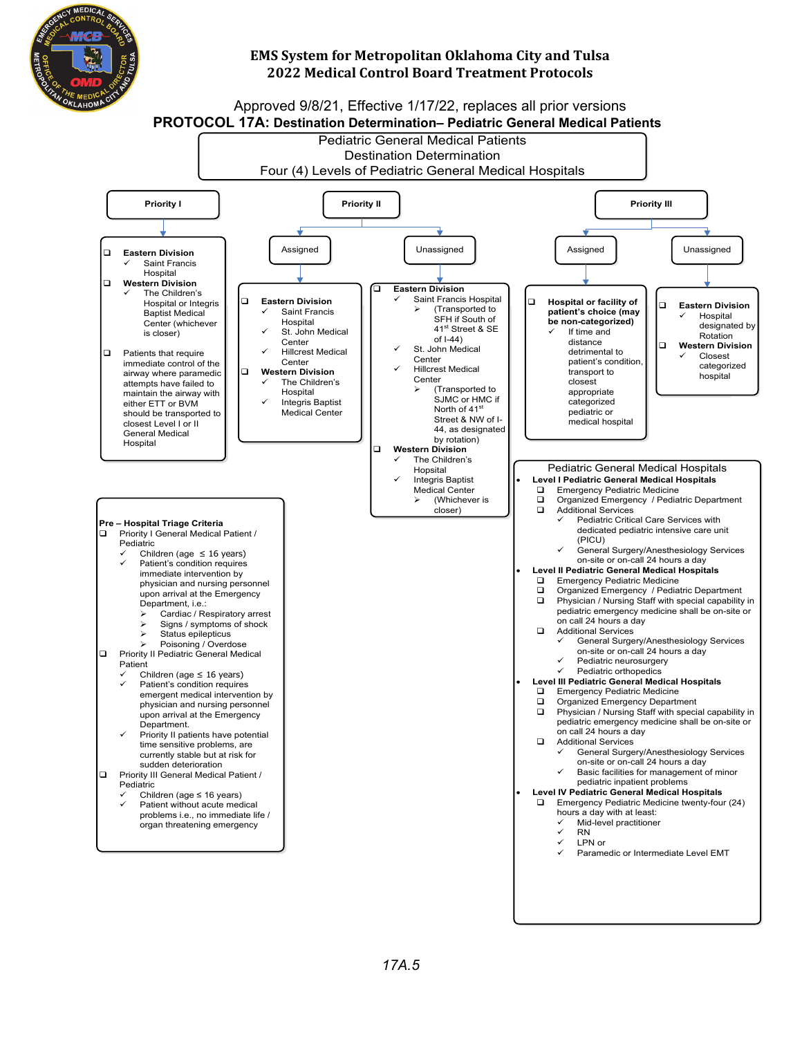# EMS System for Metropolitan Oklahoma City and Tulsa
## 2022 Medical Control Board Treatment Protocols

Approved 9/8/21, Effective 1/17/22, replaces all prior versions

## PROTOCOL 17A: Destination Determination– Pediatric General Medical Patients

**Pediatric General Medical Patients**
**Destination Determination**
**Four (4) Levels of Pediatric General Medical Hospitals**

### Priority I

- **Eastern Division**
  - ✓ Saint Francis Hospital
- **Western Division**
  - ✓ The Children's Hospital or Integris Baptist Medical Center (whichever is closer)
- Patients that require immediate control of the airway where paramedic attempts have failed to maintain the airway with either ETT or BVM should be transported to closest Level I or II General Medical Hospital

### Priority II

#### Assigned

- **Eastern Division**
  - ✓ Saint Francis Hospital
  - ✓ St. John Medical Center
  - ✓ Hillcrest Medical Center
- **Western Division**
  - ✓ The Children's Hospital
  - ✓ Integris Baptist Medical Center

#### Unassigned

- **Eastern Division**
  - ✓ Saint Francis Hospital
    - ➢ (Transported to SFH if South of 41[st] Street & SE of I-44)
  - ✓ St. John Medical Center
  - ✓ Hillcrest Medical Center
    - ➢ (Transported to SJMC or HMC if North of 41[st] Street & NW of I-44, as designated by rotation)
- **Western Division**
  - ✓ The Children's Hospital
  - ✓ Integris Baptist Medical Center
    - ➢ (Whichever is closer)

### Priority III

#### Assigned

- **Hospital or facility of patient's choice (may be non-categorized)**
  - ✓ If time and distance detrimental to patient's condition, transport to closest appropriate categorized pediatric or medical hospital

#### Unassigned

- **Eastern Division**
  - ✓ Hospital designated by Rotation
- **Western Division**
  - ✓ Closest categorized hospital

### Pre – Hospital Triage Criteria

- Priority I General Medical Patient / Pediatric
  - ✓ Children (age ≤ 16 years)
  - ✓ Patient's condition requires immediate intervention by physician and nursing personnel upon arrival at the Emergency Department, i.e.:
    - ➢ Cardiac / Respiratory arrest
    - ➢ Signs / symptoms of shock
    - ➢ Status epilepticus
    - ➢ Poisoning / Overdose
- Priority II Pediatric General Medical Patient
  - ✓ Children (age ≤ 16 years)
  - ✓ Patient's condition requires emergent medical intervention by physician and nursing personnel upon arrival at the Emergency Department.
  - ✓ Priority II patients have potential time sensitive problems, are currently stable but at risk for sudden deterioration
- Priority III General Medical Patient / Pediatric
  - ✓ Children (age ≤ 16 years)
  - ✓ Patient without acute medical problems i.e., no immediate life / organ threatening emergency

### Pediatric General Medical Hospitals

- **Level I Pediatric General Medical Hospitals**
  - Emergency Pediatric Medicine
  - Organized Emergency / Pediatric Department
  - Additional Services
    - ✓ Pediatric Critical Care Services with dedicated pediatric intensive care unit (PICU)
    - ✓ General Surgery/Anesthesiology Services on-site or on-call 24 hours a day
- **Level II Pediatric General Medical Hospitals**
  - Emergency Pediatric Medicine
  - Organized Emergency / Pediatric Department
  - Physician / Nursing Staff with special capability in pediatric emergency medicine shall be on-site or on call 24 hours a day
  - Additional Services
    - ✓ General Surgery/Anesthesiology Services on-site or on-call 24 hours a day
    - ✓ Pediatric neurosurgery
    - ✓ Pediatric orthopedics
- **Level III Pediatric General Medical Hospitals**
  - Emergency Pediatric Medicine
  - Organized Emergency Department
  - Physician / Nursing Staff with special capability in pediatric emergency medicine shall be on-site or on call 24 hours a day
  - Additional Services
    - ✓ General Surgery/Anesthesiology Services on-site or on-call 24 hours a day
    - ✓ Basic facilities for management of minor pediatric inpatient problems
- **Level IV Pediatric General Medical Hospitals**
  - Emergency Pediatric Medicine twenty-four (24) hours a day with at least:
    - ✓ Mid-level practitioner
    - ✓ RN
    - ✓ LPN or
    - ✓ Paramedic or Intermediate Level EMT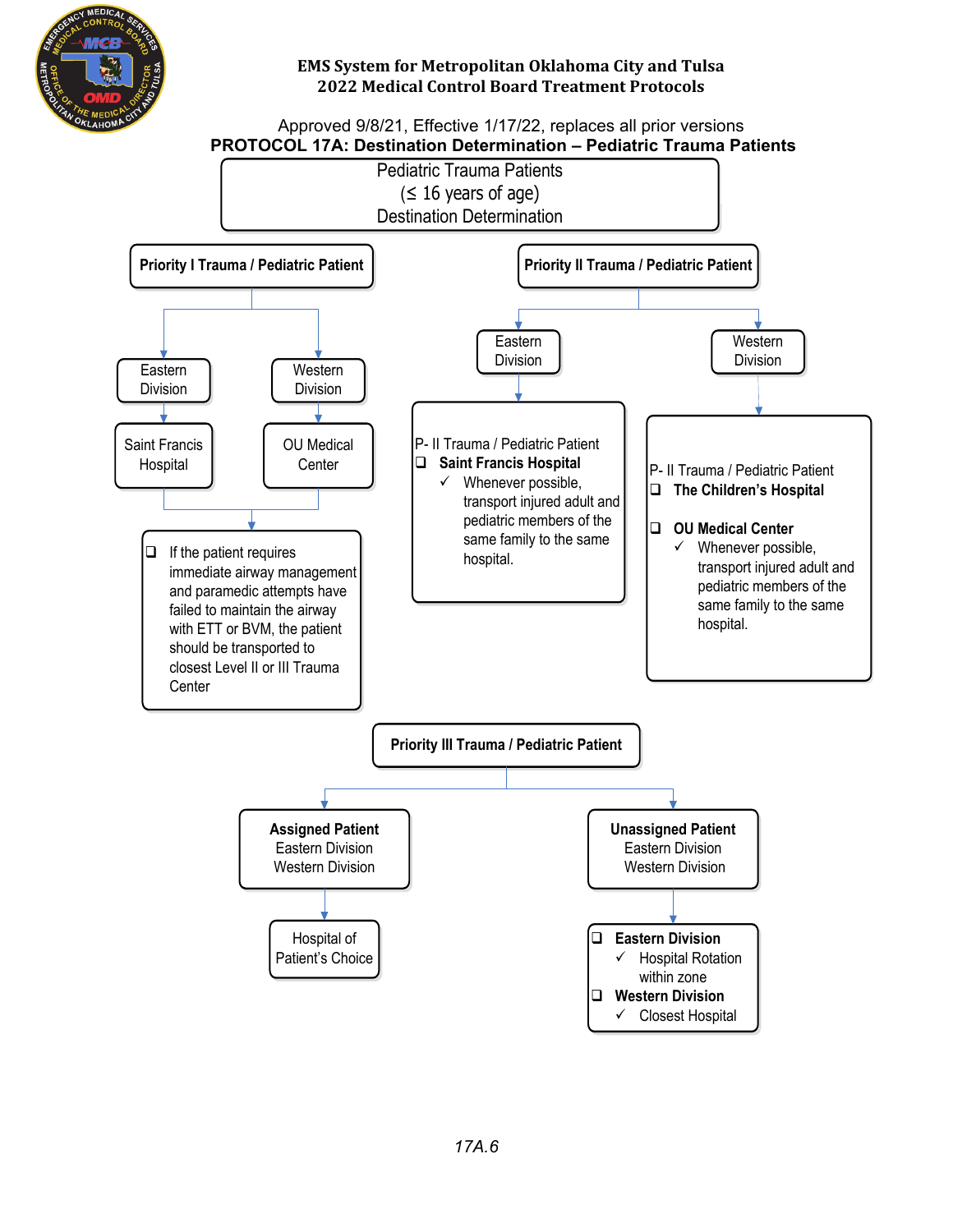EMS System for Metropolitan Oklahoma City and Tulsa
2022 Medical Control Board Treatment Protocols

Approved 9/8/21, Effective 1/17/22, replaces all prior versions

## PROTOCOL 17A: Destination Determination – Pediatric Trauma Patients

Pediatric Trauma Patients
(≤ 16 years of age)
Destination Determination

### Priority I Trauma / Pediatric Patient

- Eastern Division → Saint Francis Hospital
- Western Division → OU Medical Center

- ❑ If the patient requires immediate airway management and paramedic attempts have failed to maintain the airway with ETT or BVM, the patient should be transported to closest Level II or III Trauma Center

### Priority II Trauma / Pediatric Patient

**Eastern Division**

P- II Trauma / Pediatric Patient

- ❑ **Saint Francis Hospital**
  - ✓ Whenever possible, transport injured adult and pediatric members of the same family to the same hospital.

**Western Division**

P- II Trauma / Pediatric Patient

- ❑ **The Children's Hospital**
- ❑ **OU Medical Center**
  - ✓ Whenever possible, transport injured adult and pediatric members of the same family to the same hospital.

### Priority III Trauma / Pediatric Patient

**Assigned Patient**
Eastern Division
Western Division

→ Hospital of Patient's Choice

**Unassigned Patient**
Eastern Division
Western Division

- ❑ **Eastern Division**
  - ✓ Hospital Rotation within zone
- ❑ **Western Division**
  - ✓ Closest Hospital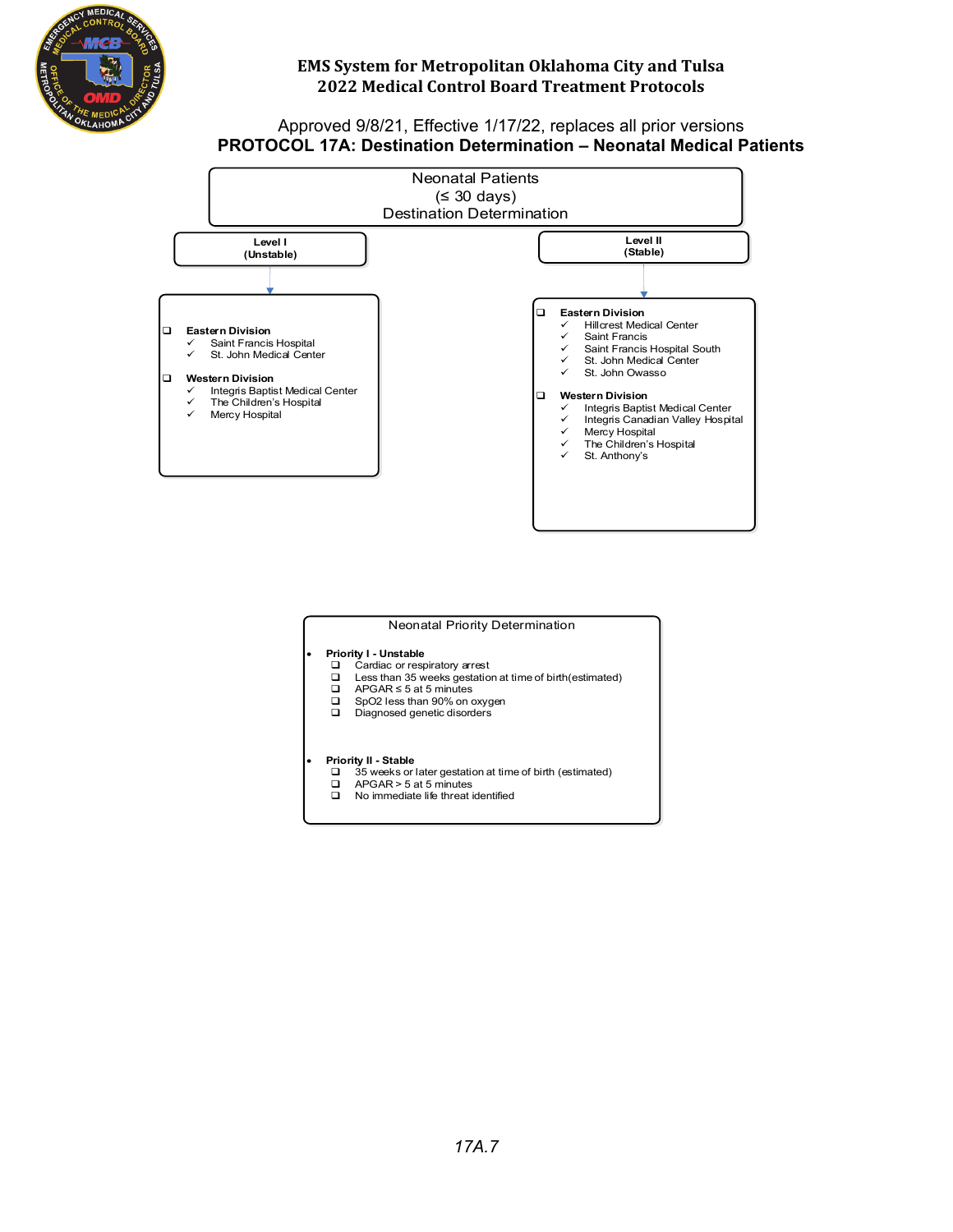EMS System for Metropolitan Oklahoma City and Tulsa
2022 Medical Control Board Treatment Protocols

Approved 9/8/21, Effective 1/17/22, replaces all prior versions

# PROTOCOL 17A: Destination Determination – Neonatal Medical Patients

## Neonatal Patients (≤ 30 days) Destination Determination

### Level I (Unstable)

- **Eastern Division**
  - ✓ Saint Francis Hospital
  - ✓ St. John Medical Center
- **Western Division**
  - ✓ Integris Baptist Medical Center
  - ✓ The Children's Hospital
  - ✓ Mercy Hospital

### Level II (Stable)

- **Eastern Division**
  - ✓ Hillcrest Medical Center
  - ✓ Saint Francis
  - ✓ Saint Francis Hospital South
  - ✓ St. John Medical Center
  - ✓ St. John Owasso
- **Western Division**
  - ✓ Integris Baptist Medical Center
  - ✓ Integris Canadian Valley Hospital
  - ✓ Mercy Hospital
  - ✓ The Children's Hospital
  - ✓ St. Anthony's

## Neonatal Priority Determination

- **Priority I - Unstable**
  - Cardiac or respiratory arrest
  - Less than 35 weeks gestation at time of birth(estimated)
  - APGAR ≤ 5 at 5 minutes
  - SpO2 less than 90% on oxygen
  - Diagnosed genetic disorders
- **Priority II - Stable**
  - 35 weeks or later gestation at time of birth (estimated)
  - APGAR > 5 at 5 minutes
  - No immediate life threat identified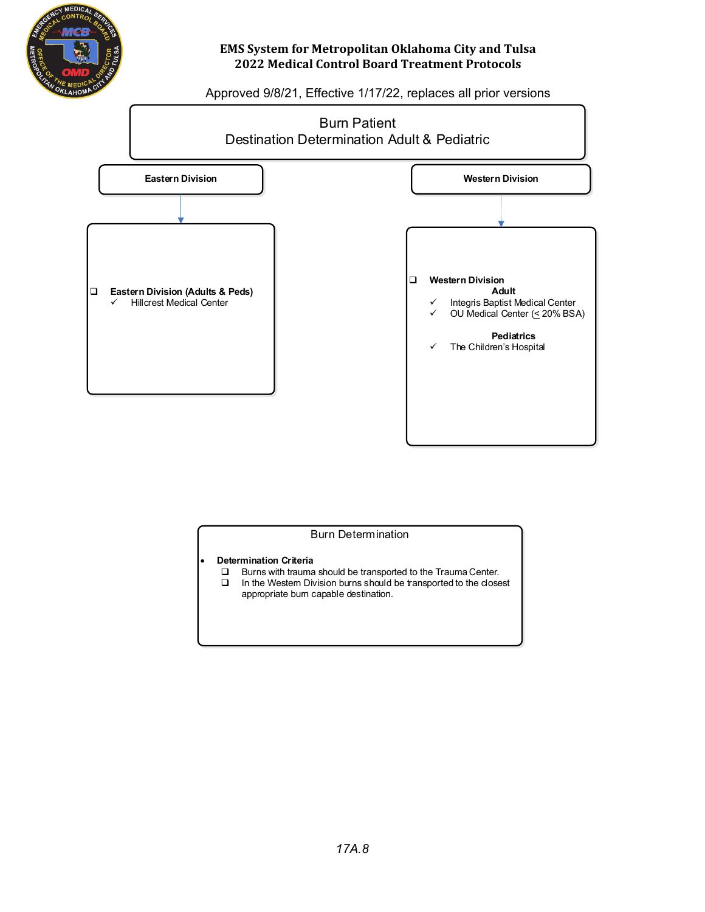EMS System for Metropolitan Oklahoma City and Tulsa
2022 Medical Control Board Treatment Protocols

Approved 9/8/21, Effective 1/17/22, replaces all prior versions

# Burn Patient
# Destination Determination Adult & Pediatric

## Eastern Division

- **Eastern Division (Adults & Peds)**
  - ✓ Hillcrest Medical Center

## Western Division

- **Western Division**
  - **Adult**
  - ✓ Integris Baptist Medical Center
  - ✓ OU Medical Center (≤ 20% BSA)
  - **Pediatrics**
  - ✓ The Children's Hospital

## Burn Determination

- **Determination Criteria**
  - Burns with trauma should be transported to the Trauma Center.
  - In the Western Division burns should be transported to the closest appropriate burn capable destination.